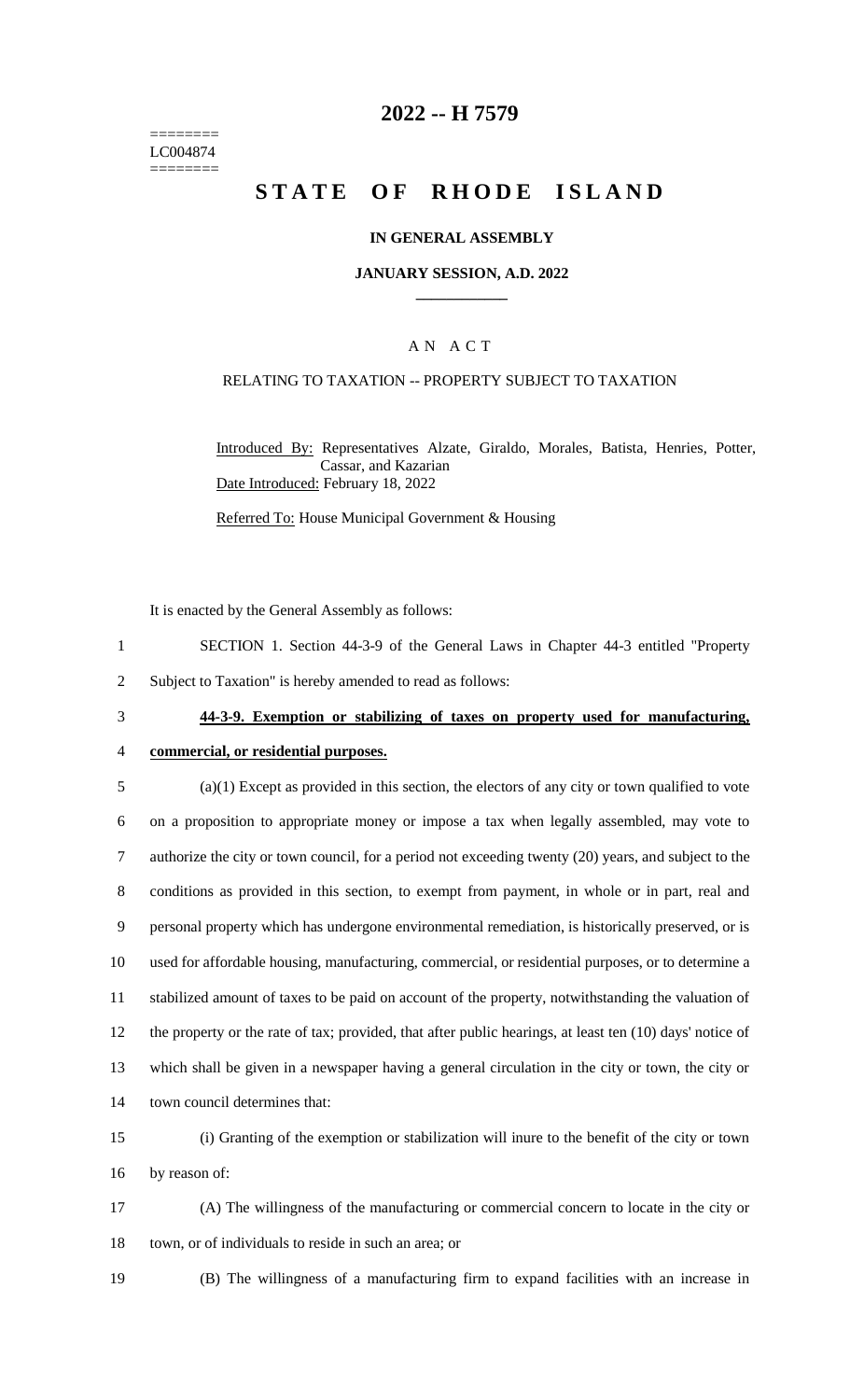========
LC004874
========

# 2022 -- H 7579

# STATE OF RHODE ISLAND

### IN GENERAL ASSEMBLY

### JANUARY SESSION, A.D. 2022

### A N A C T

RELATING TO TAXATION -- PROPERTY SUBJECT TO TAXATION

Introduced By: Representatives Alzate, Giraldo, Morales, Batista, Henries, Potter, Cassar, and Kazarian
Date Introduced: February 18, 2022

Referred To: House Municipal Government & Housing

It is enacted by the General Assembly as follows:

SECTION 1. Section 44-3-9 of the General Laws in Chapter 44-3 entitled "Property Subject to Taxation" is hereby amended to read as follows:

**44-3-9. Exemption or stabilizing of taxes on property used for manufacturing, commercial, or residential purposes.**

(a)(1) Except as provided in this section, the electors of any city or town qualified to vote on a proposition to appropriate money or impose a tax when legally assembled, may vote to authorize the city or town council, for a period not exceeding twenty (20) years, and subject to the conditions as provided in this section, to exempt from payment, in whole or in part, real and personal property which has undergone environmental remediation, is historically preserved, or is used for affordable housing, manufacturing, commercial, or residential purposes, or to determine a stabilized amount of taxes to be paid on account of the property, notwithstanding the valuation of the property or the rate of tax; provided, that after public hearings, at least ten (10) days' notice of which shall be given in a newspaper having a general circulation in the city or town, the city or town council determines that:

(i) Granting of the exemption or stabilization will inure to the benefit of the city or town by reason of:

(A) The willingness of the manufacturing or commercial concern to locate in the city or town, or of individuals to reside in such an area; or

(B) The willingness of a manufacturing firm to expand facilities with an increase in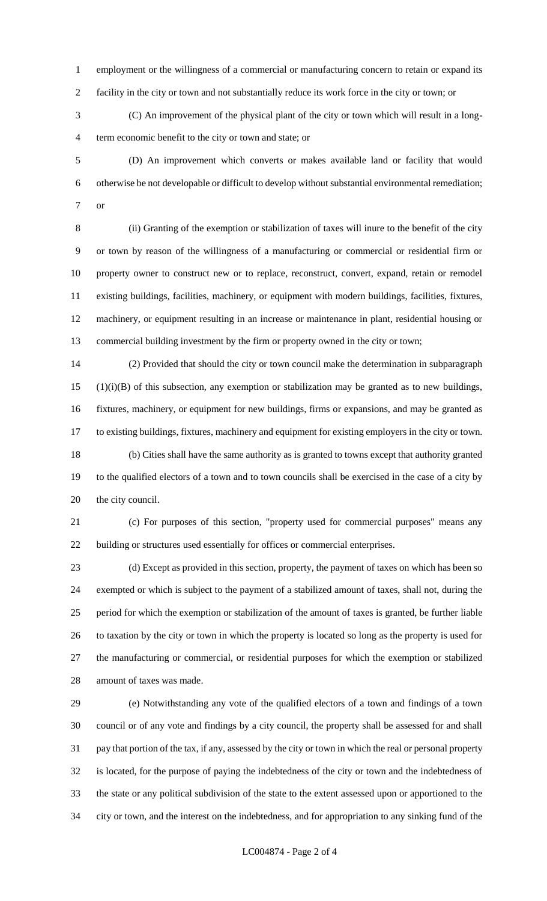employment or the willingness of a commercial or manufacturing concern to retain or expand its facility in the city or town and not substantially reduce its work force in the city or town; or

(C) An improvement of the physical plant of the city or town which will result in a long-term economic benefit to the city or town and state; or

(D) An improvement which converts or makes available land or facility that would otherwise be not developable or difficult to develop without substantial environmental remediation; or

(ii) Granting of the exemption or stabilization of taxes will inure to the benefit of the city or town by reason of the willingness of a manufacturing or commercial or residential firm or property owner to construct new or to replace, reconstruct, convert, expand, retain or remodel existing buildings, facilities, machinery, or equipment with modern buildings, facilities, fixtures, machinery, or equipment resulting in an increase or maintenance in plant, residential housing or commercial building investment by the firm or property owned in the city or town;

(2) Provided that should the city or town council make the determination in subparagraph (1)(i)(B) of this subsection, any exemption or stabilization may be granted as to new buildings, fixtures, machinery, or equipment for new buildings, firms or expansions, and may be granted as to existing buildings, fixtures, machinery and equipment for existing employers in the city or town.

(b) Cities shall have the same authority as is granted to towns except that authority granted to the qualified electors of a town and to town councils shall be exercised in the case of a city by the city council.

(c) For purposes of this section, "property used for commercial purposes" means any building or structures used essentially for offices or commercial enterprises.

(d) Except as provided in this section, property, the payment of taxes on which has been so exempted or which is subject to the payment of a stabilized amount of taxes, shall not, during the period for which the exemption or stabilization of the amount of taxes is granted, be further liable to taxation by the city or town in which the property is located so long as the property is used for the manufacturing or commercial, or residential purposes for which the exemption or stabilized amount of taxes was made.

(e) Notwithstanding any vote of the qualified electors of a town and findings of a town council or of any vote and findings by a city council, the property shall be assessed for and shall pay that portion of the tax, if any, assessed by the city or town in which the real or personal property is located, for the purpose of paying the indebtedness of the city or town and the indebtedness of the state or any political subdivision of the state to the extent assessed upon or apportioned to the city or town, and the interest on the indebtedness, and for appropriation to any sinking fund of the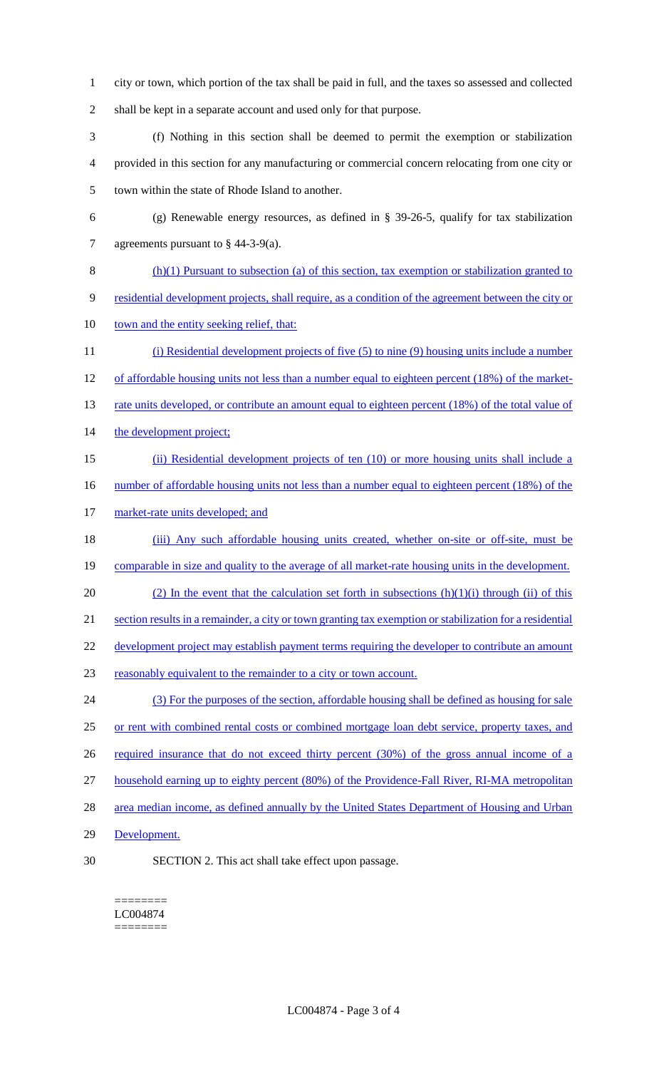city or town, which portion of the tax shall be paid in full, and the taxes so assessed and collected shall be kept in a separate account and used only for that purpose.

(f) Nothing in this section shall be deemed to permit the exemption or stabilization provided in this section for any manufacturing or commercial concern relocating from one city or town within the state of Rhode Island to another.

(g) Renewable energy resources, as defined in § 39-26-5, qualify for tax stabilization agreements pursuant to § 44-3-9(a).

(h)(1) Pursuant to subsection (a) of this section, tax exemption or stabilization granted to residential development projects, shall require, as a condition of the agreement between the city or town and the entity seeking relief, that:

(i) Residential development projects of five (5) to nine (9) housing units include a number of affordable housing units not less than a number equal to eighteen percent (18%) of the market-rate units developed, or contribute an amount equal to eighteen percent (18%) of the total value of the development project;

(ii) Residential development projects of ten (10) or more housing units shall include a number of affordable housing units not less than a number equal to eighteen percent (18%) of the market-rate units developed; and

(iii) Any such affordable housing units created, whether on-site or off-site, must be comparable in size and quality to the average of all market-rate housing units in the development.

(2) In the event that the calculation set forth in subsections (h)(1)(i) through (ii) of this section results in a remainder, a city or town granting tax exemption or stabilization for a residential development project may establish payment terms requiring the developer to contribute an amount reasonably equivalent to the remainder to a city or town account.

(3) For the purposes of the section, affordable housing shall be defined as housing for sale or rent with combined rental costs or combined mortgage loan debt service, property taxes, and required insurance that do not exceed thirty percent (30%) of the gross annual income of a household earning up to eighty percent (80%) of the Providence-Fall River, RI-MA metropolitan area median income, as defined annually by the United States Department of Housing and Urban Development.

SECTION 2. This act shall take effect upon passage.

========
LC004874
========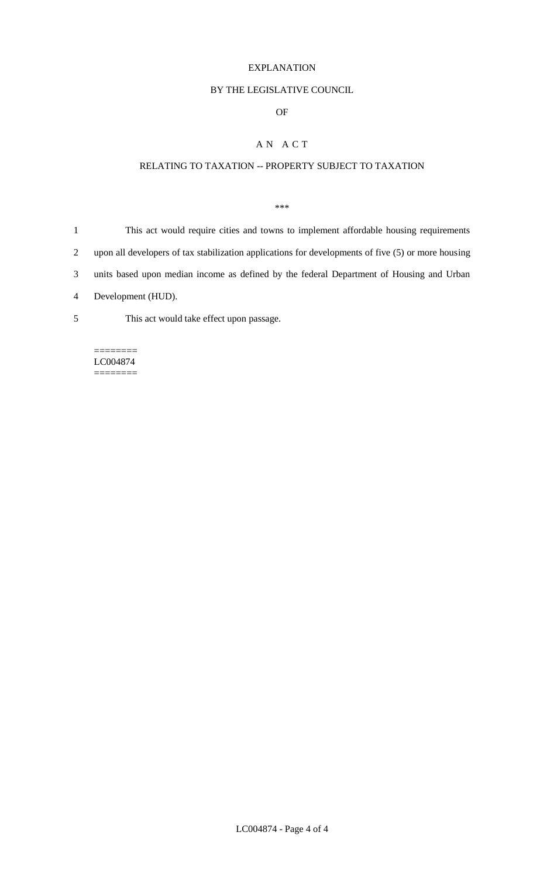EXPLANATION

BY THE LEGISLATIVE COUNCIL

OF

A N A C T

RELATING TO TAXATION -- PROPERTY SUBJECT TO TAXATION

\*\*\*

1 This act would require cities and towns to implement affordable housing requirements
2 upon all developers of tax stabilization applications for developments of five (5) or more housing
3 units based upon median income as defined by the federal Department of Housing and Urban
4 Development (HUD).

5 This act would take effect upon passage.

========
LC004874
========